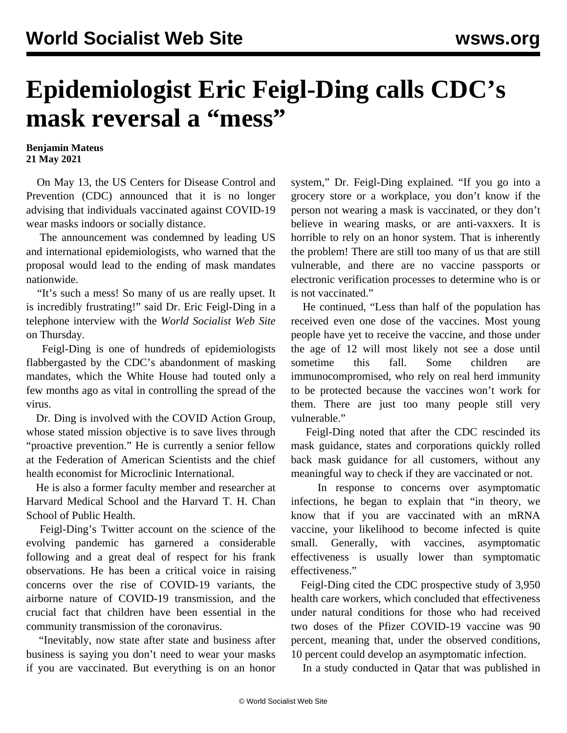# Epidemiologist Eric Feigl-Ding calls CDC's mask reversal a "mess"

**Benjamin Mateus**
**21 May 2021**

On May 13, the US Centers for Disease Control and Prevention (CDC) announced that it is no longer advising that individuals vaccinated against COVID-19 wear masks indoors or socially distance.

The announcement was condemned by leading US and international epidemiologists, who warned that the proposal would lead to the ending of mask mandates nationwide.

"It's such a mess! So many of us are really upset. It is incredibly frustrating!" said Dr. Eric Feigl-Ding in a telephone interview with the *World Socialist Web Site* on Thursday.

Feigl-Ding is one of hundreds of epidemiologists flabbergasted by the CDC's abandonment of masking mandates, which the White House had touted only a few months ago as vital in controlling the spread of the virus.

Dr. Ding is involved with the COVID Action Group, whose stated mission objective is to save lives through "proactive prevention." He is currently a senior fellow at the Federation of American Scientists and the chief health economist for Microclinic International.

He is also a former faculty member and researcher at Harvard Medical School and the Harvard T. H. Chan School of Public Health.

Feigl-Ding's Twitter account on the science of the evolving pandemic has garnered a considerable following and a great deal of respect for his frank observations. He has been a critical voice in raising concerns over the rise of COVID-19 variants, the airborne nature of COVID-19 transmission, and the crucial fact that children have been essential in the community transmission of the coronavirus.

"Inevitably, now state after state and business after business is saying you don't need to wear your masks if you are vaccinated. But everything is on an honor system," Dr. Feigl-Ding explained. "If you go into a grocery store or a workplace, you don't know if the person not wearing a mask is vaccinated, or they don't believe in wearing masks, or are anti-vaxxers. It is horrible to rely on an honor system. That is inherently the problem! There are still too many of us that are still vulnerable, and there are no vaccine passports or electronic verification processes to determine who is or is not vaccinated."

He continued, "Less than half of the population has received even one dose of the vaccines. Most young people have yet to receive the vaccine, and those under the age of 12 will most likely not see a dose until sometime this fall. Some children are immunocompromised, who rely on real herd immunity to be protected because the vaccines won't work for them. There are just too many people still very vulnerable."

Feigl-Ding noted that after the CDC rescinded its mask guidance, states and corporations quickly rolled back mask guidance for all customers, without any meaningful way to check if they are vaccinated or not.

In response to concerns over asymptomatic infections, he began to explain that "in theory, we know that if you are vaccinated with an mRNA vaccine, your likelihood to become infected is quite small. Generally, with vaccines, asymptomatic effectiveness is usually lower than symptomatic effectiveness."

Feigl-Ding cited the CDC prospective study of 3,950 health care workers, which concluded that effectiveness under natural conditions for those who had received two doses of the Pfizer COVID-19 vaccine was 90 percent, meaning that, under the observed conditions, 10 percent could develop an asymptomatic infection.

In a study conducted in Qatar that was published in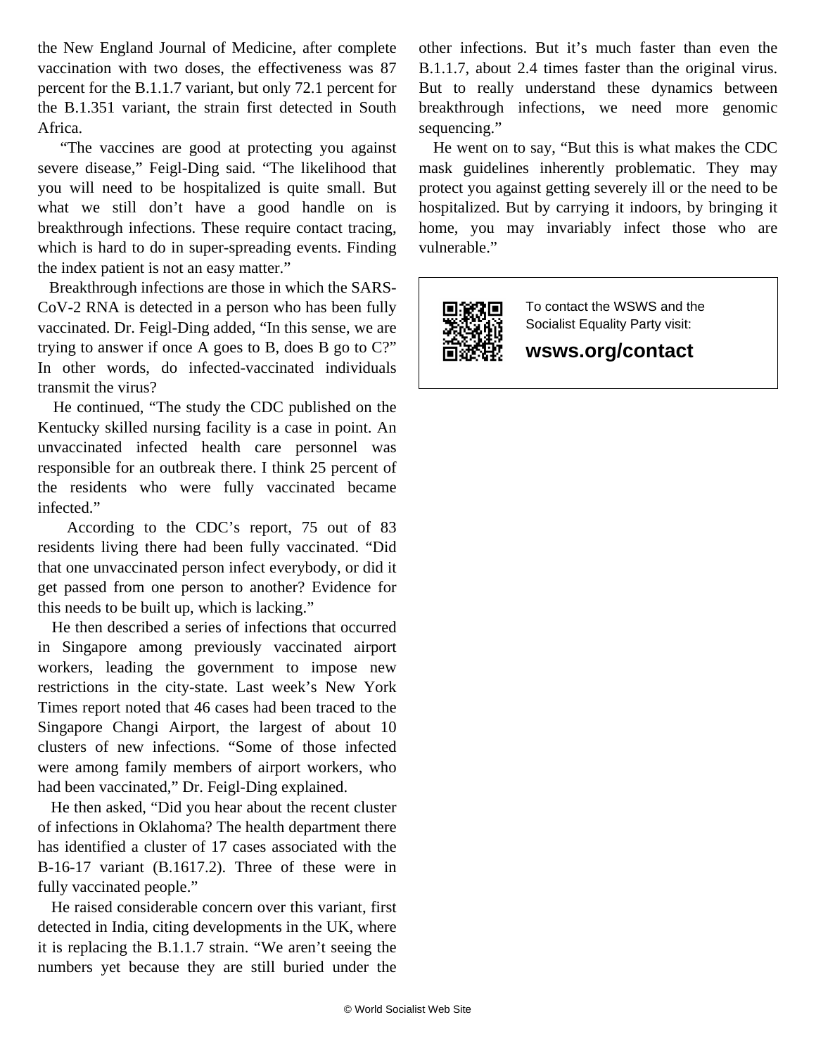the New England Journal of Medicine, after complete vaccination with two doses, the effectiveness was 87 percent for the B.1.1.7 variant, but only 72.1 percent for the B.1.351 variant, the strain first detected in South Africa.

"The vaccines are good at protecting you against severe disease," Feigl-Ding said. "The likelihood that you will need to be hospitalized is quite small. But what we still don't have a good handle on is breakthrough infections. These require contact tracing, which is hard to do in super-spreading events. Finding the index patient is not an easy matter."

Breakthrough infections are those in which the SARS-CoV-2 RNA is detected in a person who has been fully vaccinated. Dr. Feigl-Ding added, "In this sense, we are trying to answer if once A goes to B, does B go to C?" In other words, do infected-vaccinated individuals transmit the virus?

He continued, "The study the CDC published on the Kentucky skilled nursing facility is a case in point. An unvaccinated infected health care personnel was responsible for an outbreak there. I think 25 percent of the residents who were fully vaccinated became infected."

According to the CDC's report, 75 out of 83 residents living there had been fully vaccinated. "Did that one unvaccinated person infect everybody, or did it get passed from one person to another? Evidence for this needs to be built up, which is lacking."

He then described a series of infections that occurred in Singapore among previously vaccinated airport workers, leading the government to impose new restrictions in the city-state. Last week's New York Times report noted that 46 cases had been traced to the Singapore Changi Airport, the largest of about 10 clusters of new infections. "Some of those infected were among family members of airport workers, who had been vaccinated," Dr. Feigl-Ding explained.

He then asked, "Did you hear about the recent cluster of infections in Oklahoma? The health department there has identified a cluster of 17 cases associated with the B-16-17 variant (B.1617.2). Three of these were in fully vaccinated people."

He raised considerable concern over this variant, first detected in India, citing developments in the UK, where it is replacing the B.1.1.7 strain. "We aren't seeing the numbers yet because they are still buried under the other infections. But it's much faster than even the B.1.1.7, about 2.4 times faster than the original virus. But to really understand these dynamics between breakthrough infections, we need more genomic sequencing."

He went on to say, "But this is what makes the CDC mask guidelines inherently problematic. They may protect you against getting severely ill or the need to be hospitalized. But by carrying it indoors, by bringing it home, you may invariably infect those who are vulnerable."

To contact the WSWS and the Socialist Equality Party visit:

**wsws.org/contact**